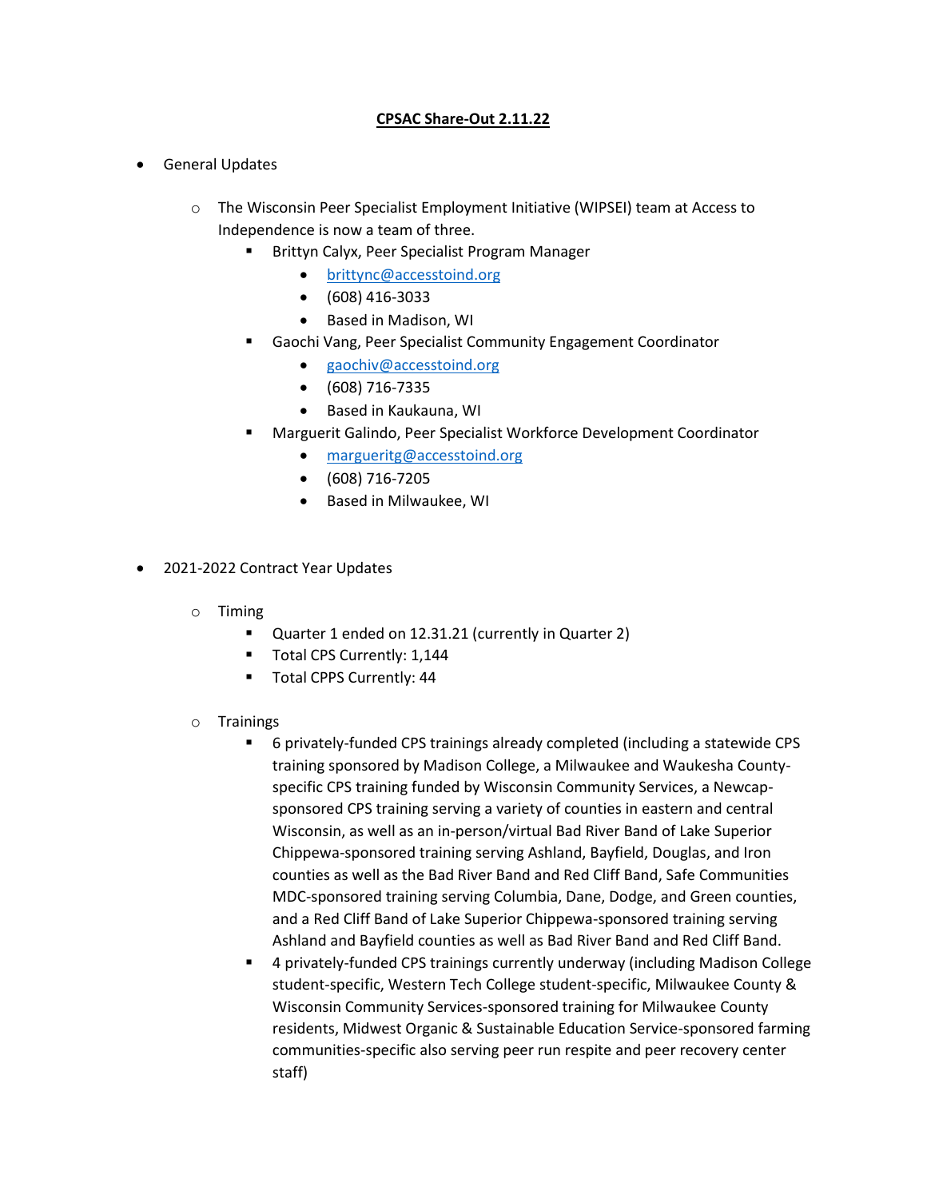**CPSAC Share-Out 2.11.22**

- General Updates
  - The Wisconsin Peer Specialist Employment Initiative (WIPSEI) team at Access to Independence is now a team of three.
    - Brittyn Calyx, Peer Specialist Program Manager
      - brittync@accesstoind.org
      - (608) 416-3033
      - Based in Madison, WI
    - Gaochi Vang, Peer Specialist Community Engagement Coordinator
      - gaochiv@accesstoind.org
      - (608) 716-7335
      - Based in Kaukauna, WI
    - Marguerit Galindo, Peer Specialist Workforce Development Coordinator
      - margueritg@accesstoind.org
      - (608) 716-7205
      - Based in Milwaukee, WI

- 2021-2022 Contract Year Updates
  - Timing
    - Quarter 1 ended on 12.31.21 (currently in Quarter 2)
    - Total CPS Currently: 1,144
    - Total CPPS Currently: 44
  - Trainings
    - 6 privately-funded CPS trainings already completed (including a statewide CPS training sponsored by Madison College, a Milwaukee and Waukesha County-specific CPS training funded by Wisconsin Community Services, a Newcap-sponsored CPS training serving a variety of counties in eastern and central Wisconsin, as well as an in-person/virtual Bad River Band of Lake Superior Chippewa-sponsored training serving Ashland, Bayfield, Douglas, and Iron counties as well as the Bad River Band and Red Cliff Band, Safe Communities MDC-sponsored training serving Columbia, Dane, Dodge, and Green counties, and a Red Cliff Band of Lake Superior Chippewa-sponsored training serving Ashland and Bayfield counties as well as Bad River Band and Red Cliff Band.
    - 4 privately-funded CPS trainings currently underway (including Madison College student-specific, Western Tech College student-specific, Milwaukee County & Wisconsin Community Services-sponsored training for Milwaukee County residents, Midwest Organic & Sustainable Education Service-sponsored farming communities-specific also serving peer run respite and peer recovery center staff)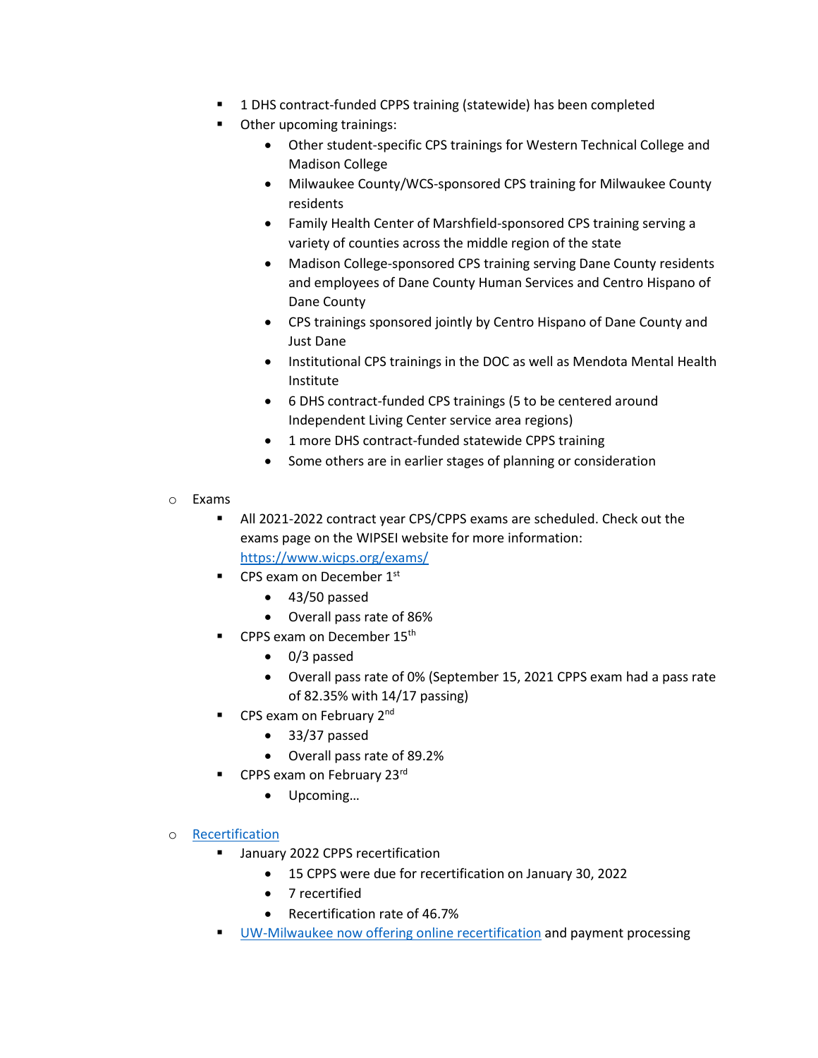- 1 DHS contract-funded CPPS training (statewide) has been completed
        - Other upcoming trainings:
            - Other student-specific CPS trainings for Western Technical College and Madison College
            - Milwaukee County/WCS-sponsored CPS training for Milwaukee County residents
            - Family Health Center of Marshfield-sponsored CPS training serving a variety of counties across the middle region of the state
            - Madison College-sponsored CPS training serving Dane County residents and employees of Dane County Human Services and Centro Hispano of Dane County
            - CPS trainings sponsored jointly by Centro Hispano of Dane County and Just Dane
            - Institutional CPS trainings in the DOC as well as Mendota Mental Health Institute
            - 6 DHS contract-funded CPS trainings (5 to be centered around Independent Living Center service area regions)
            - 1 more DHS contract-funded statewide CPPS training
            - Some others are in earlier stages of planning or consideration

    - Exams
        - All 2021-2022 contract year CPS/CPPS exams are scheduled. Check out the exams page on the WIPSEI website for more information: [https://www.wicps.org/exams/](https://www.wicps.org/exams/)
        - CPS exam on December 1st
            - 43/50 passed
            - Overall pass rate of 86%
        - CPPS exam on December 15th
            - 0/3 passed
            - Overall pass rate of 0% (September 15, 2021 CPPS exam had a pass rate of 82.35% with 14/17 passing)
        - CPS exam on February 2nd
            - 33/37 passed
            - Overall pass rate of 89.2%
        - CPPS exam on February 23rd
            - Upcoming…

    - [Recertification]()
        - January 2022 CPPS recertification
            - 15 CPPS were due for recertification on January 30, 2022
            - 7 recertified
            - Recertification rate of 46.7%
        - [UW-Milwaukee now offering online recertification]() and payment processing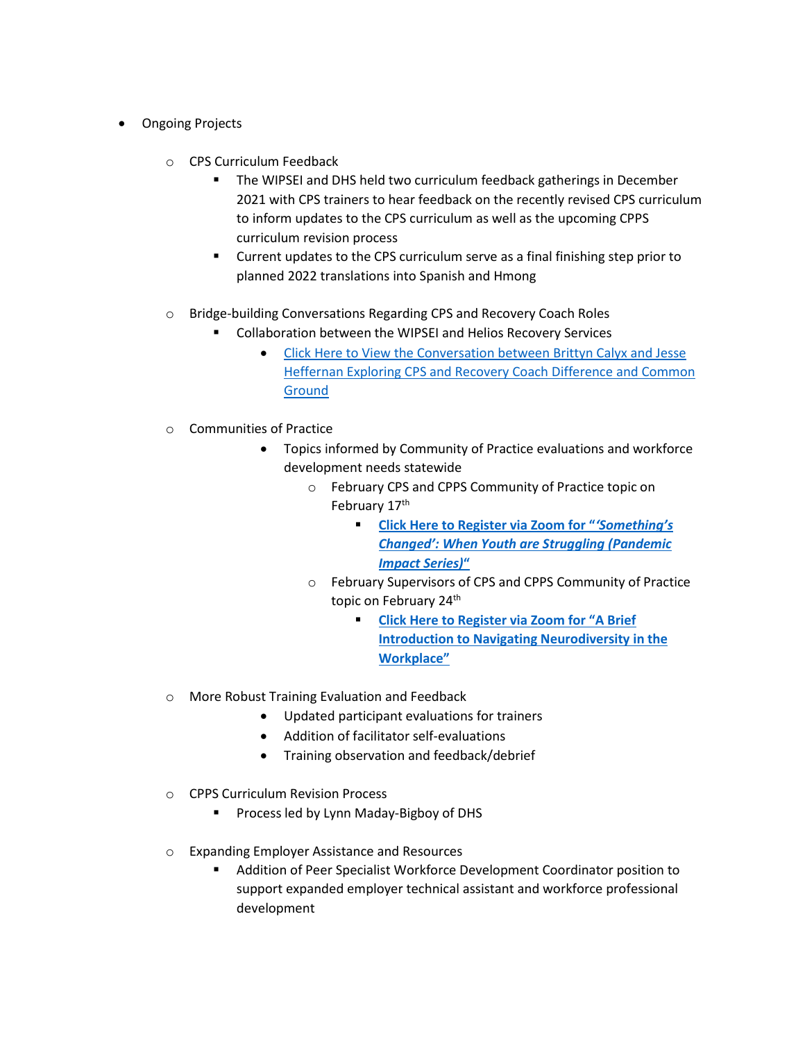- Ongoing Projects
  - CPS Curriculum Feedback
    - The WIPSEI and DHS held two curriculum feedback gatherings in December 2021 with CPS trainers to hear feedback on the recently revised CPS curriculum to inform updates to the CPS curriculum as well as the upcoming CPPS curriculum revision process
    - Current updates to the CPS curriculum serve as a final finishing step prior to planned 2022 translations into Spanish and Hmong
  - Bridge-building Conversations Regarding CPS and Recovery Coach Roles
    - Collaboration between the WIPSEI and Helios Recovery Services
      - Click Here to View the Conversation between Brittyn Calyx and Jesse Heffernan Exploring CPS and Recovery Coach Difference and Common Ground
  - Communities of Practice
    - Topics informed by Community of Practice evaluations and workforce development needs statewide
      - February CPS and CPPS Community of Practice topic on February 17th
        - **Click Here to Register via Zoom for "*'Something's Changed': When Youth are Struggling (Pandemic Impact Series)*"**
      - February Supervisors of CPS and CPPS Community of Practice topic on February 24th
        - **Click Here to Register via Zoom for "A Brief Introduction to Navigating Neurodiversity in the Workplace"**
  - More Robust Training Evaluation and Feedback
    - Updated participant evaluations for trainers
    - Addition of facilitator self-evaluations
    - Training observation and feedback/debrief
  - CPPS Curriculum Revision Process
    - Process led by Lynn Maday-Bigboy of DHS
  - Expanding Employer Assistance and Resources
    - Addition of Peer Specialist Workforce Development Coordinator position to support expanded employer technical assistant and workforce professional development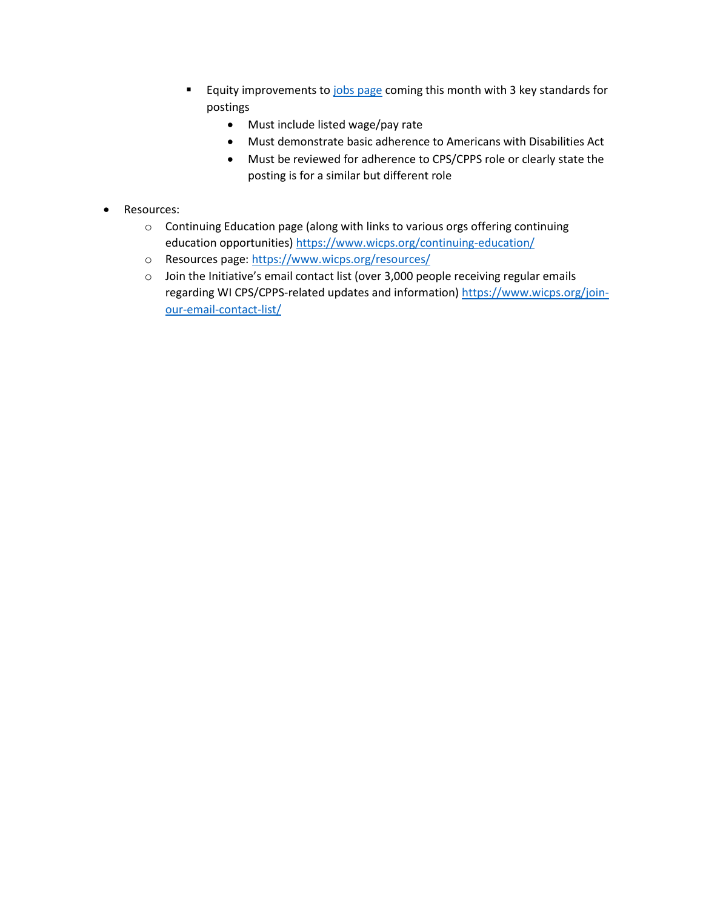- Equity improvements to [jobs page] coming this month with 3 key standards for postings
        - Must include listed wage/pay rate
        - Must demonstrate basic adherence to Americans with Disabilities Act
        - Must be reviewed for adherence to CPS/CPPS role or clearly state the posting is for a similar but different role

- Resources:
  - Continuing Education page (along with links to various orgs offering continuing education opportunities) https://www.wicps.org/continuing-education/
  - Resources page: https://www.wicps.org/resources/
  - Join the Initiative's email contact list (over 3,000 people receiving regular emails regarding WI CPS/CPPS-related updates and information) https://www.wicps.org/join-our-email-contact-list/